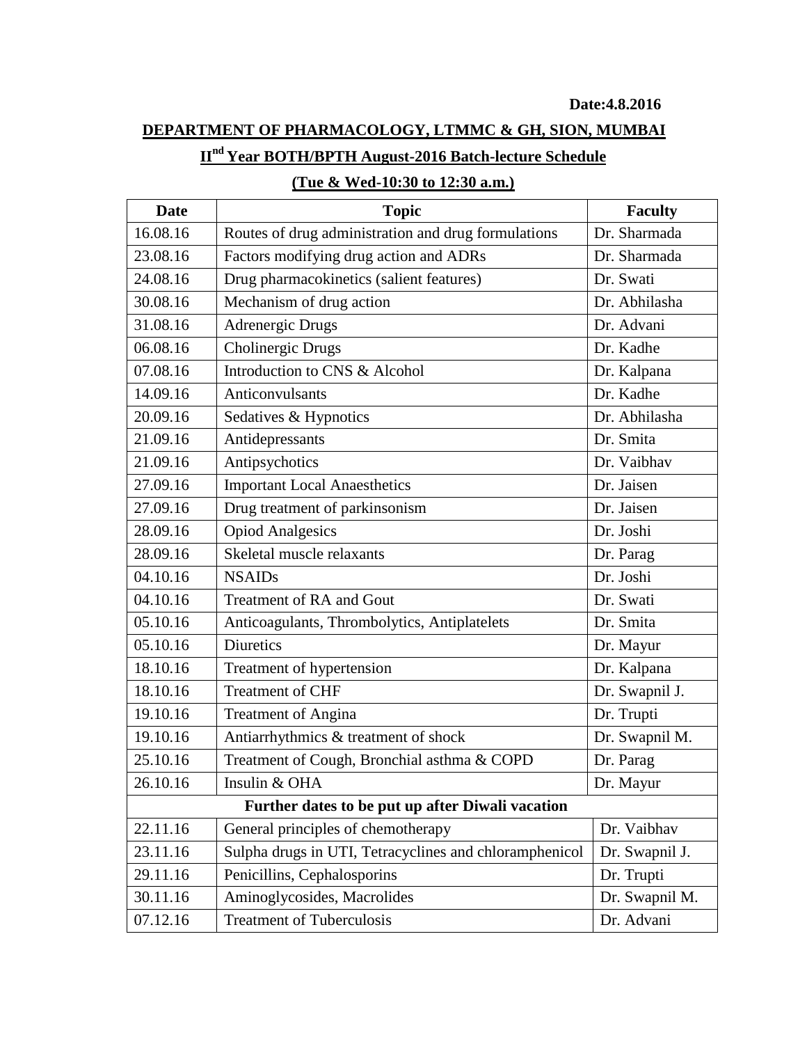**Date:4.8.2016**

## DEPARTMENT OF PHARMACOLOGY, LTMMC & GH, SION, MUMBAI

## II[nd] Year BOTH/BPTH August-2016 Batch-lecture Schedule

## (Tue & Wed-10:30 to 12:30 a.m.)

| Date | Topic | Faculty |
| --- | --- | --- |
| 16.08.16 | Routes of drug administration and drug formulations | Dr. Sharmada |
| 23.08.16 | Factors modifying drug action and ADRs | Dr. Sharmada |
| 24.08.16 | Drug pharmacokinetics (salient features) | Dr. Swati |
| 30.08.16 | Mechanism of drug action | Dr. Abhilasha |
| 31.08.16 | Adrenergic Drugs | Dr. Advani |
| 06.08.16 | Cholinergic Drugs | Dr. Kadhe |
| 07.08.16 | Introduction to CNS & Alcohol | Dr. Kalpana |
| 14.09.16 | Anticonvulsants | Dr. Kadhe |
| 20.09.16 | Sedatives & Hypnotics | Dr. Abhilasha |
| 21.09.16 | Antidepressants | Dr. Smita |
| 21.09.16 | Antipsychotics | Dr. Vaibhav |
| 27.09.16 | Important Local Anaesthetics | Dr. Jaisen |
| 27.09.16 | Drug treatment of parkinsonism | Dr. Jaisen |
| 28.09.16 | Opiod Analgesics | Dr. Joshi |
| 28.09.16 | Skeletal muscle relaxants | Dr. Parag |
| 04.10.16 | NSAIDs | Dr. Joshi |
| 04.10.16 | Treatment of RA and Gout | Dr. Swati |
| 05.10.16 | Anticoagulants, Thrombolytics, Antiplatelets | Dr. Smita |
| 05.10.16 | Diuretics | Dr. Mayur |
| 18.10.16 | Treatment of hypertension | Dr. Kalpana |
| 18.10.16 | Treatment of CHF | Dr. Swapnil J. |
| 19.10.16 | Treatment of Angina | Dr. Trupti |
| 19.10.16 | Antiarrhythmics & treatment of shock | Dr. Swapnil M. |
| 25.10.16 | Treatment of Cough, Bronchial asthma & COPD | Dr. Parag |
| 26.10.16 | Insulin & OHA | Dr. Mayur |
| **Further dates to be put up after Diwali vacation** | | |
| 22.11.16 | General principles of chemotherapy | Dr. Vaibhav |
| 23.11.16 | Sulpha drugs in UTI, Tetracyclines and chloramphenicol | Dr. Swapnil J. |
| 29.11.16 | Penicillins, Cephalosporins | Dr. Trupti |
| 30.11.16 | Aminoglycosides, Macrolides | Dr. Swapnil M. |
| 07.12.16 | Treatment of Tuberculosis | Dr. Advani |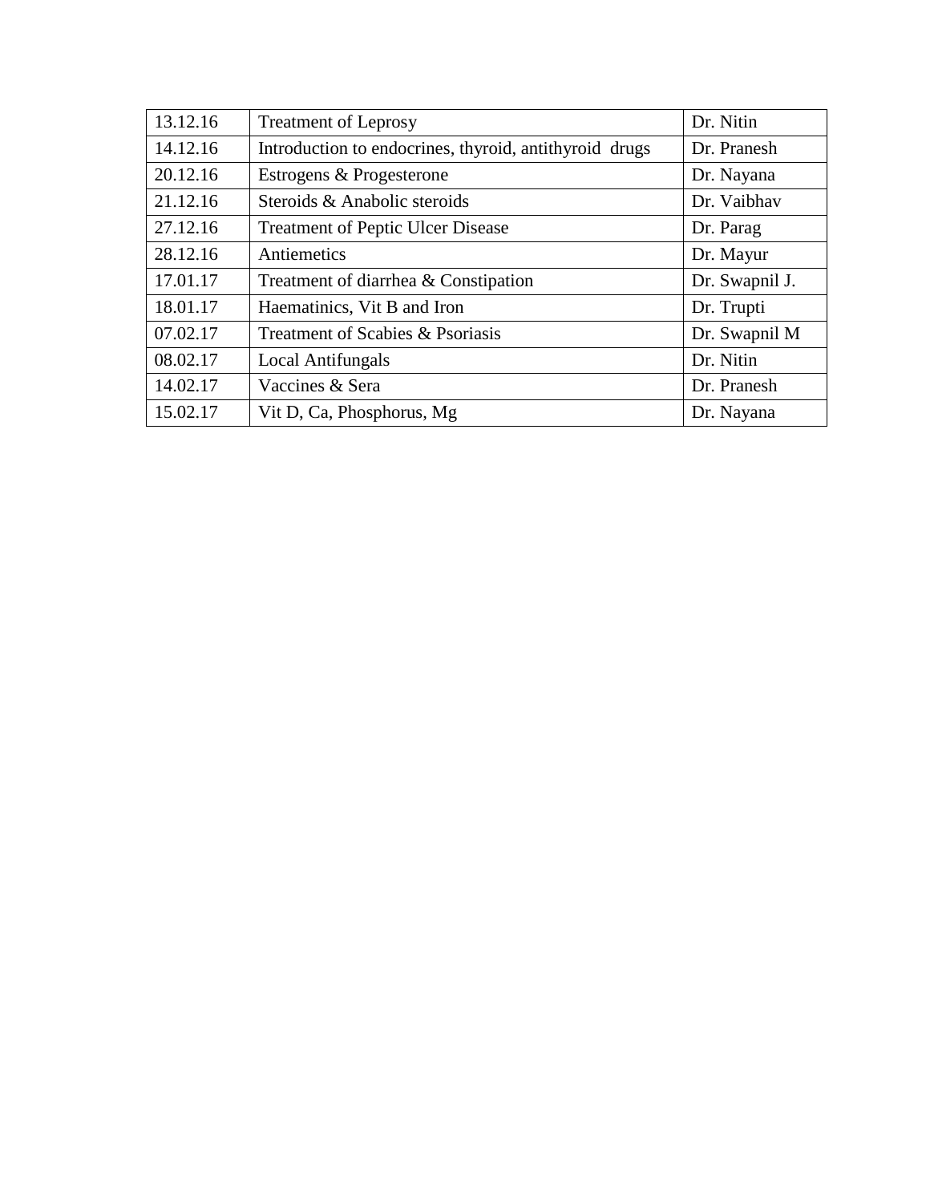| | | |
|---|---|---|
| 13.12.16 | Treatment of Leprosy | Dr. Nitin |
| 14.12.16 | Introduction to endocrines, thyroid, antithyroid drugs | Dr. Pranesh |
| 20.12.16 | Estrogens & Progesterone | Dr. Nayana |
| 21.12.16 | Steroids & Anabolic steroids | Dr. Vaibhav |
| 27.12.16 | Treatment of Peptic Ulcer Disease | Dr. Parag |
| 28.12.16 | Antiemetics | Dr. Mayur |
| 17.01.17 | Treatment of diarrhea & Constipation | Dr. Swapnil J. |
| 18.01.17 | Haematinics, Vit B and Iron | Dr. Trupti |
| 07.02.17 | Treatment of Scabies & Psoriasis | Dr. Swapnil M |
| 08.02.17 | Local Antifungals | Dr. Nitin |
| 14.02.17 | Vaccines & Sera | Dr. Pranesh |
| 15.02.17 | Vit D, Ca, Phosphorus, Mg | Dr. Nayana |